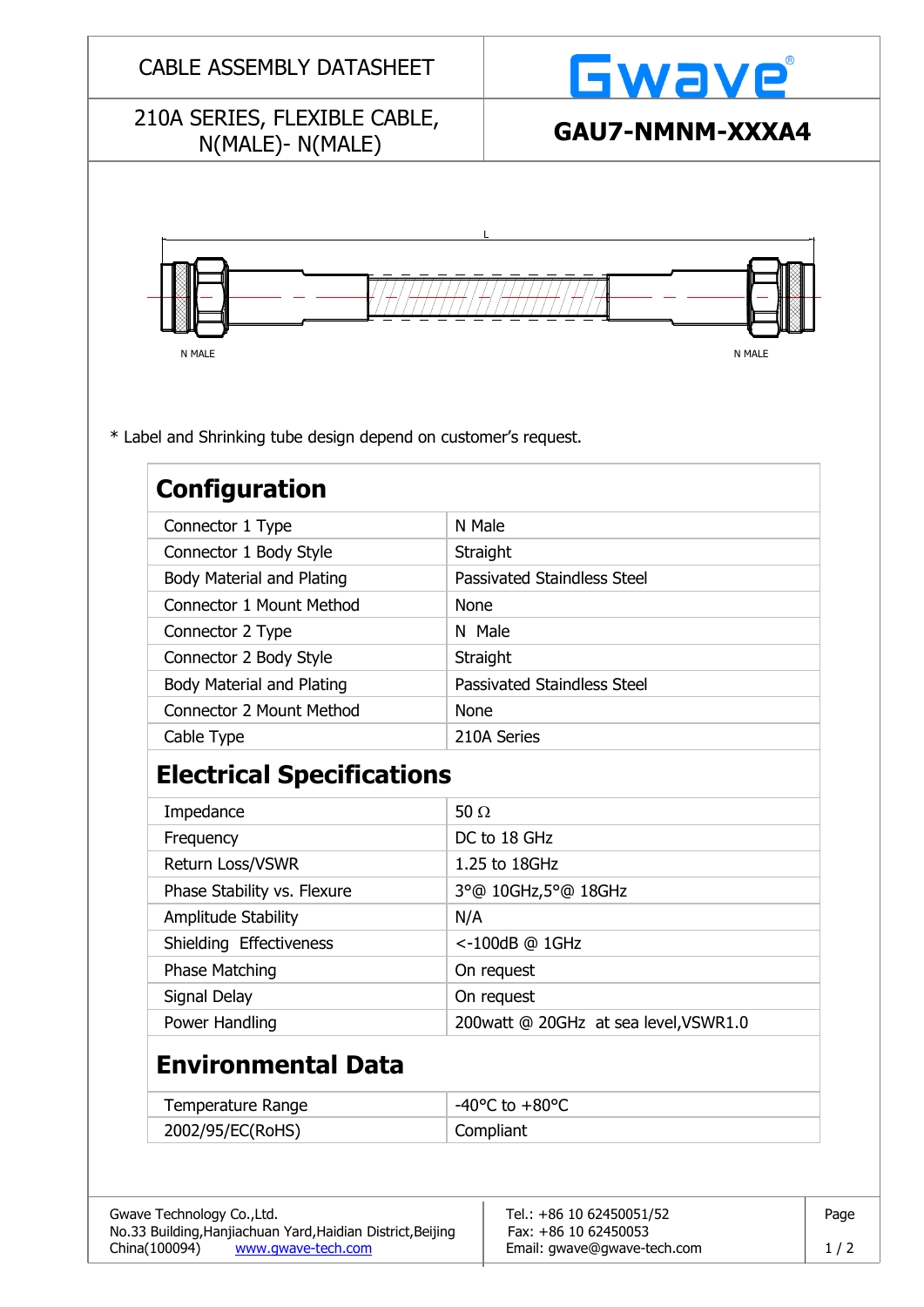CABLE ASSEMBLY DATASHEET

Gwave

210A SERIES, FLEXIBLE CABLE, N(MALE)- N(MALE)

**GAU7-NMNM-XXXA4**

L

N MALE

N MALE

* Label and Shrinking tube design depend on customer's request.

## Configuration

| | |
|---|---|
| Connector 1 Type | N Male |
| Connector 1 Body Style | Straight |
| Body Material and Plating | Passivated Staindless Steel |
| Connector 1 Mount Method | None |
| Connector 2 Type | N Male |
| Connector 2 Body Style | Straight |
| Body Material and Plating | Passivated Staindless Steel |
| Connector 2 Mount Method | None |
| Cable Type | 210A Series |

## Electrical Specifications

| | |
|---|---|
| Impedance | 50 Ω |
| Frequency | DC to 18 GHz |
| Return Loss/VSWR | 1.25 to 18GHz |
| Phase Stability vs. Flexure | 3°@ 10GHz,5°@ 18GHz |
| Amplitude Stability | N/A |
| Shielding Effectiveness | <-100dB @ 1GHz |
| Phase Matching | On request |
| Signal Delay | On request |
| Power Handling | 200watt @ 20GHz at sea level,VSWR1.0 |

## Environmental Data

| | |
|---|---|
| Temperature Range | -40°C to +80°C |
| 2002/95/EC(RoHS) | Compliant |

Gwave Technology Co.,Ltd.
No.33 Building,Hanjiachuan Yard,Haidian District,Beijing
China(100094) www.gwave-tech.com

Tel.: +86 10 62450051/52
Fax: +86 10 62450053
Email: gwave@gwave-tech.com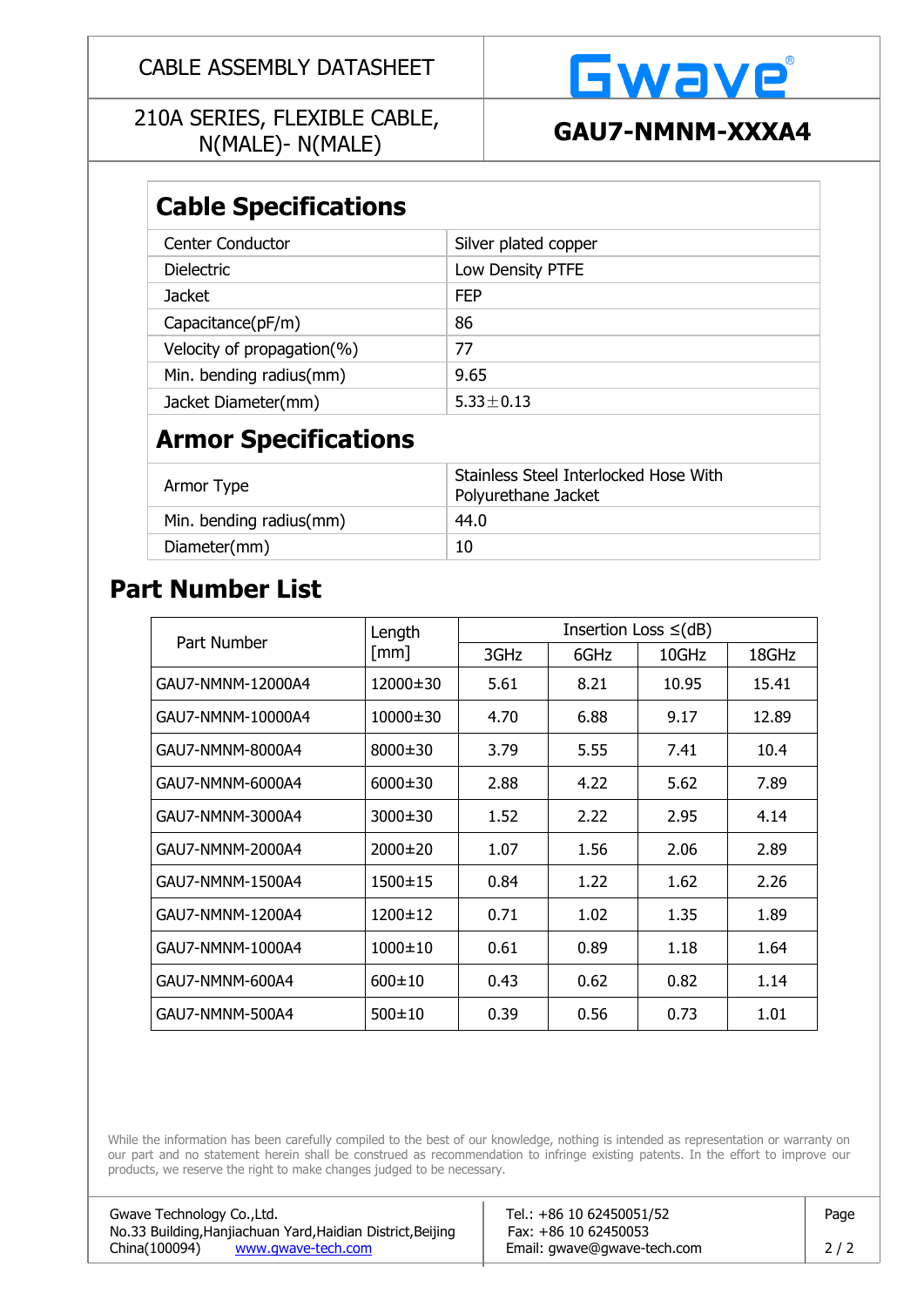CABLE ASSEMBLY DATASHEET

210A SERIES, FLEXIBLE CABLE, N(MALE)- N(MALE)

Gwave

**GAU7-NMNM-XXXA4**

## Cable Specifications

| | |
|---|---|
| Center Conductor | Silver plated copper |
| Dielectric | Low Density PTFE |
| Jacket | FEP |
| Capacitance(pF/m) | 86 |
| Velocity of propagation(%) | 77 |
| Min. bending radius(mm) | 9.65 |
| Jacket Diameter(mm) | 5.33±0.13 |

## Armor Specifications

| | |
|---|---|
| Armor Type | Stainless Steel Interlocked Hose With Polyurethane Jacket |
| Min. bending radius(mm) | 44.0 |
| Diameter(mm) | 10 |

## Part Number List

| Part Number | Length [mm] | Insertion Loss ≤(dB) | | | |
|---|---|---|---|---|---|
| | | 3GHz | 6GHz | 10GHz | 18GHz |
| GAU7-NMNM-12000A4 | 12000±30 | 5.61 | 8.21 | 10.95 | 15.41 |
| GAU7-NMNM-10000A4 | 10000±30 | 4.70 | 6.88 | 9.17 | 12.89 |
| GAU7-NMNM-8000A4 | 8000±30 | 3.79 | 5.55 | 7.41 | 10.4 |
| GAU7-NMNM-6000A4 | 6000±30 | 2.88 | 4.22 | 5.62 | 7.89 |
| GAU7-NMNM-3000A4 | 3000±30 | 1.52 | 2.22 | 2.95 | 4.14 |
| GAU7-NMNM-2000A4 | 2000±20 | 1.07 | 1.56 | 2.06 | 2.89 |
| GAU7-NMNM-1500A4 | 1500±15 | 0.84 | 1.22 | 1.62 | 2.26 |
| GAU7-NMNM-1200A4 | 1200±12 | 0.71 | 1.02 | 1.35 | 1.89 |
| GAU7-NMNM-1000A4 | 1000±10 | 0.61 | 0.89 | 1.18 | 1.64 |
| GAU7-NMNM-600A4 | 600±10 | 0.43 | 0.62 | 0.82 | 1.14 |
| GAU7-NMNM-500A4 | 500±10 | 0.39 | 0.56 | 0.73 | 1.01 |

While the information has been carefully compiled to the best of our knowledge, nothing is intended as representation or warranty on our part and no statement herein shall be construed as recommendation to infringe existing patents. In the effort to improve our products, we reserve the right to make changes judged to be necessary.

Gwave Technology Co.,Ltd.
No.33 Building,Hanjiachuan Yard,Haidian District,Beijing China(100094) www.gwave-tech.com

Tel.: +86 10 62450051/52
Fax: +86 10 62450053
Email: gwave@gwave-tech.com